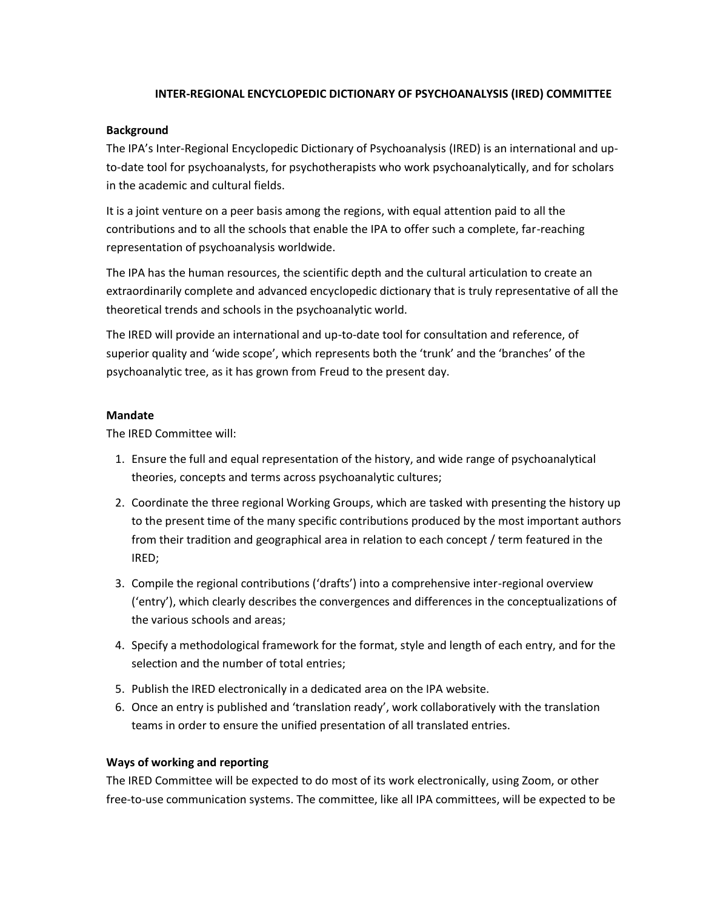# INTER-REGIONAL ENCYCLOPEDIC DICTIONARY OF PSYCHOANALYSIS (IRED) COMMITTEE

**Background**

The IPA's Inter-Regional Encyclopedic Dictionary of Psychoanalysis (IRED) is an international and up-to-date tool for psychoanalysts, for psychotherapists who work psychoanalytically, and for scholars in the academic and cultural fields.

It is a joint venture on a peer basis among the regions, with equal attention paid to all the contributions and to all the schools that enable the IPA to offer such a complete, far-reaching representation of psychoanalysis worldwide.

The IPA has the human resources, the scientific depth and the cultural articulation to create an extraordinarily complete and advanced encyclopedic dictionary that is truly representative of all the theoretical trends and schools in the psychoanalytic world.

The IRED will provide an international and up-to-date tool for consultation and reference, of superior quality and 'wide scope', which represents both the 'trunk' and the 'branches' of the psychoanalytic tree, as it has grown from Freud to the present day.

**Mandate**

The IRED Committee will:

1. Ensure the full and equal representation of the history, and wide range of psychoanalytical theories, concepts and terms across psychoanalytic cultures;
2. Coordinate the three regional Working Groups, which are tasked with presenting the history up to the present time of the many specific contributions produced by the most important authors from their tradition and geographical area in relation to each concept / term featured in the IRED;
3. Compile the regional contributions ('drafts') into a comprehensive inter-regional overview ('entry'), which clearly describes the convergences and differences in the conceptualizations of the various schools and areas;
4. Specify a methodological framework for the format, style and length of each entry, and for the selection and the number of total entries;
5. Publish the IRED electronically in a dedicated area on the IPA website.
6. Once an entry is published and 'translation ready', work collaboratively with the translation teams in order to ensure the unified presentation of all translated entries.

**Ways of working and reporting**

The IRED Committee will be expected to do most of its work electronically, using Zoom, or other free-to-use communication systems. The committee, like all IPA committees, will be expected to be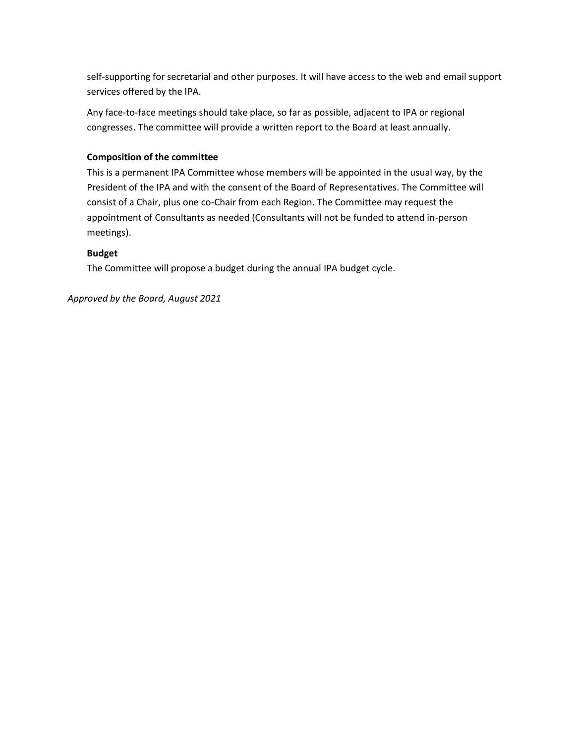self-supporting for secretarial and other purposes. It will have access to the web and email support services offered by the IPA.

Any face-to-face meetings should take place, so far as possible, adjacent to IPA or regional congresses. The committee will provide a written report to the Board at least annually.

**Composition of the committee**

This is a permanent IPA Committee whose members will be appointed in the usual way, by the President of the IPA and with the consent of the Board of Representatives. The Committee will consist of a Chair, plus one co-Chair from each Region. The Committee may request the appointment of Consultants as needed (Consultants will not be funded to attend in-person meetings).

**Budget**

The Committee will propose a budget during the annual IPA budget cycle.

*Approved by the Board, August 2021*